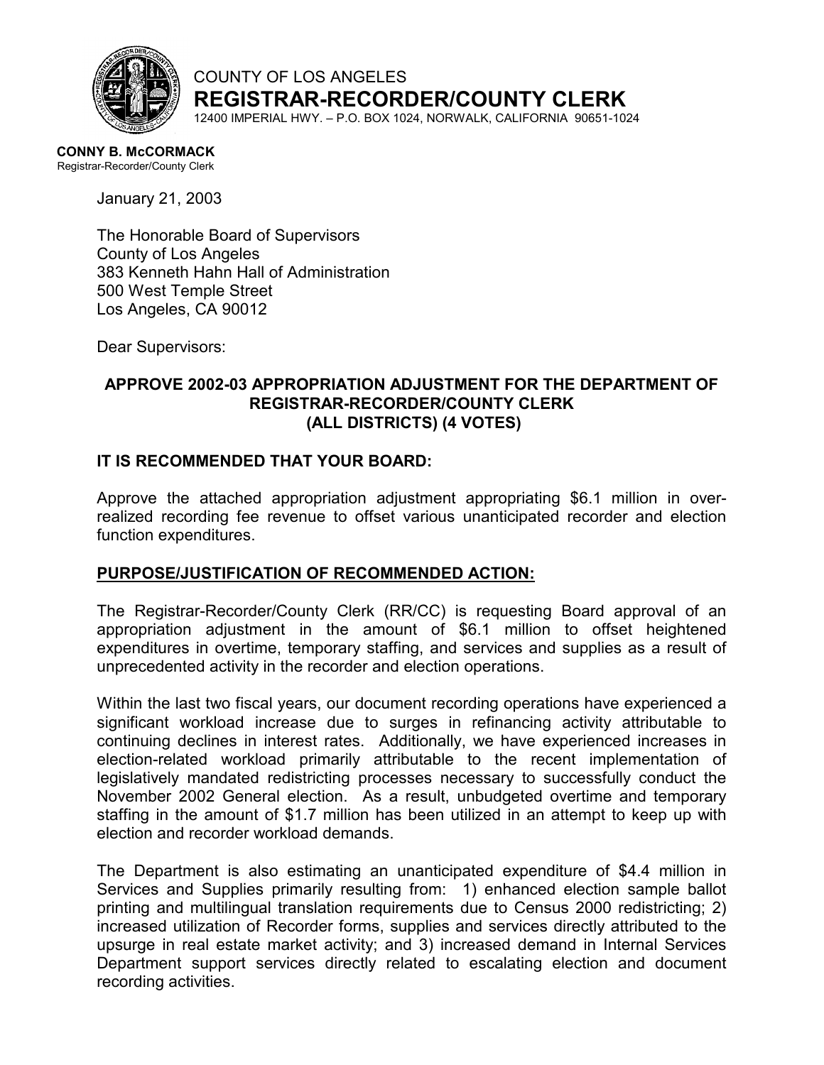COUNTY OF LOS ANGELES
**REGISTRAR-RECORDER/COUNTY CLERK**
12400 IMPERIAL HWY. – P.O. BOX 1024, NORWALK, CALIFORNIA 90651-1024

**CONNY B. McCORMACK**
Registrar-Recorder/County Clerk

January 21, 2003

The Honorable Board of Supervisors
County of Los Angeles
383 Kenneth Hahn Hall of Administration
500 West Temple Street
Los Angeles, CA 90012

Dear Supervisors:

**APPROVE 2002-03 APPROPRIATION ADJUSTMENT FOR THE DEPARTMENT OF REGISTRAR-RECORDER/COUNTY CLERK (ALL DISTRICTS) (4 VOTES)**

**IT IS RECOMMENDED THAT YOUR BOARD:**

Approve the attached appropriation adjustment appropriating $6.1 million in over-realized recording fee revenue to offset various unanticipated recorder and election function expenditures.

**PURPOSE/JUSTIFICATION OF RECOMMENDED ACTION:**

The Registrar-Recorder/County Clerk (RR/CC) is requesting Board approval of an appropriation adjustment in the amount of $6.1 million to offset heightened expenditures in overtime, temporary staffing, and services and supplies as a result of unprecedented activity in the recorder and election operations.

Within the last two fiscal years, our document recording operations have experienced a significant workload increase due to surges in refinancing activity attributable to continuing declines in interest rates. Additionally, we have experienced increases in election-related workload primarily attributable to the recent implementation of legislatively mandated redistricting processes necessary to successfully conduct the November 2002 General election. As a result, unbudgeted overtime and temporary staffing in the amount of $1.7 million has been utilized in an attempt to keep up with election and recorder workload demands.

The Department is also estimating an unanticipated expenditure of $4.4 million in Services and Supplies primarily resulting from: 1) enhanced election sample ballot printing and multilingual translation requirements due to Census 2000 redistricting; 2) increased utilization of Recorder forms, supplies and services directly attributed to the upsurge in real estate market activity; and 3) increased demand in Internal Services Department support services directly related to escalating election and document recording activities.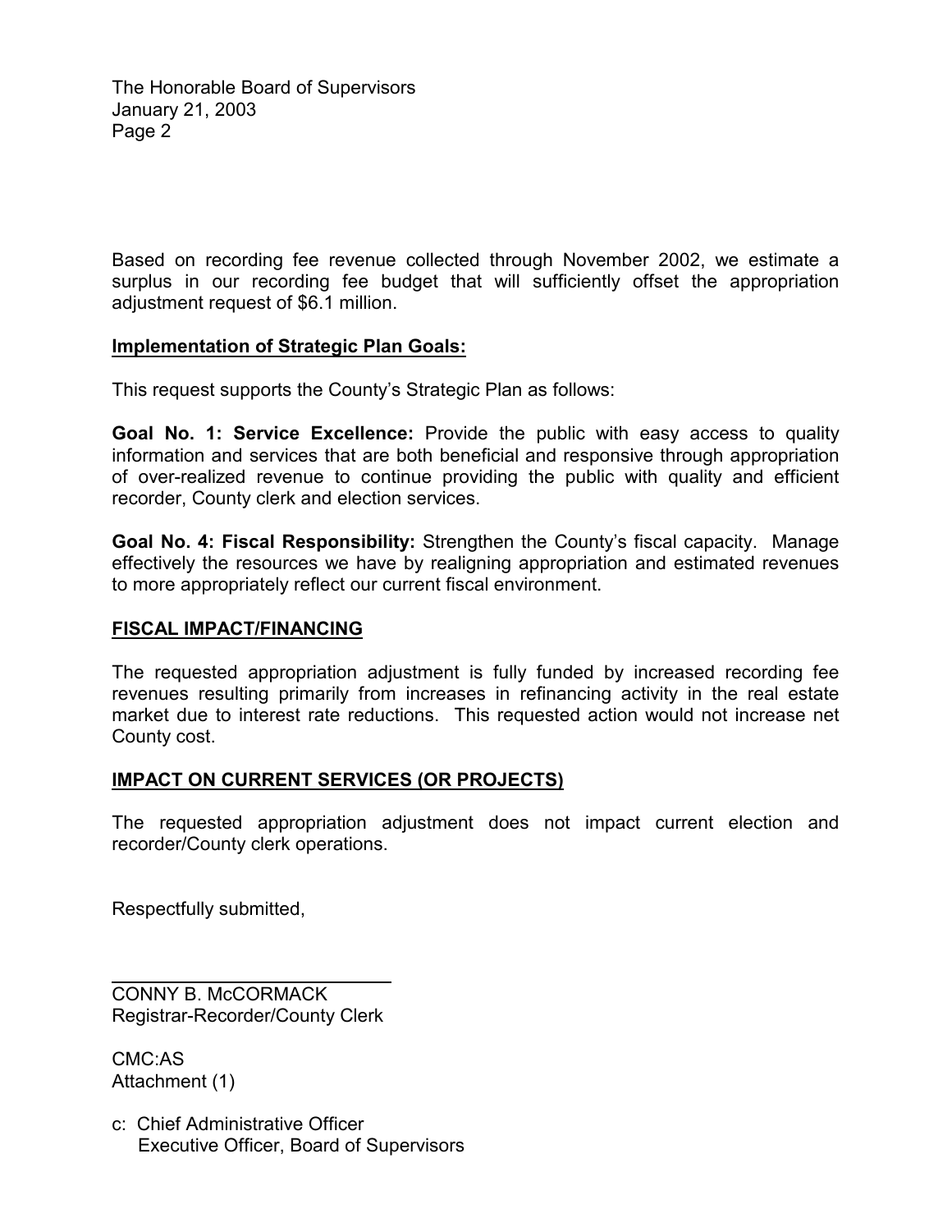Based on recording fee revenue collected through November 2002, we estimate a surplus in our recording fee budget that will sufficiently offset the appropriation adjustment request of $6.1 million.

**Implementation of Strategic Plan Goals:**

This request supports the County's Strategic Plan as follows:

**Goal No. 1: Service Excellence:** Provide the public with easy access to quality information and services that are both beneficial and responsive through appropriation of over-realized revenue to continue providing the public with quality and efficient recorder, County clerk and election services.

**Goal No. 4: Fiscal Responsibility:** Strengthen the County's fiscal capacity. Manage effectively the resources we have by realigning appropriation and estimated revenues to more appropriately reflect our current fiscal environment.

**FISCAL IMPACT/FINANCING**

The requested appropriation adjustment is fully funded by increased recording fee revenues resulting primarily from increases in refinancing activity in the real estate market due to interest rate reductions. This requested action would not increase net County cost.

**IMPACT ON CURRENT SERVICES (OR PROJECTS)**

The requested appropriation adjustment does not impact current election and recorder/County clerk operations.

Respectfully submitted,

CONNY B. McCORMACK
Registrar-Recorder/County Clerk

CMC:AS
Attachment (1)

c: Chief Administrative Officer
Executive Officer, Board of Supervisors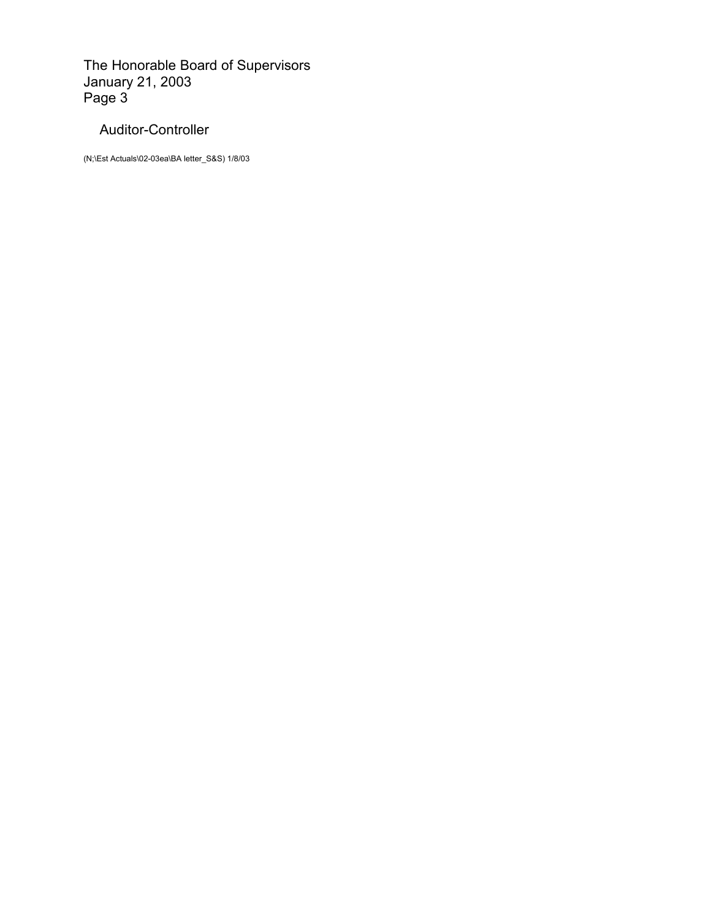Auditor-Controller

(N;\Est Actuals\02-03ea\BA letter_S&S) 1/8/03